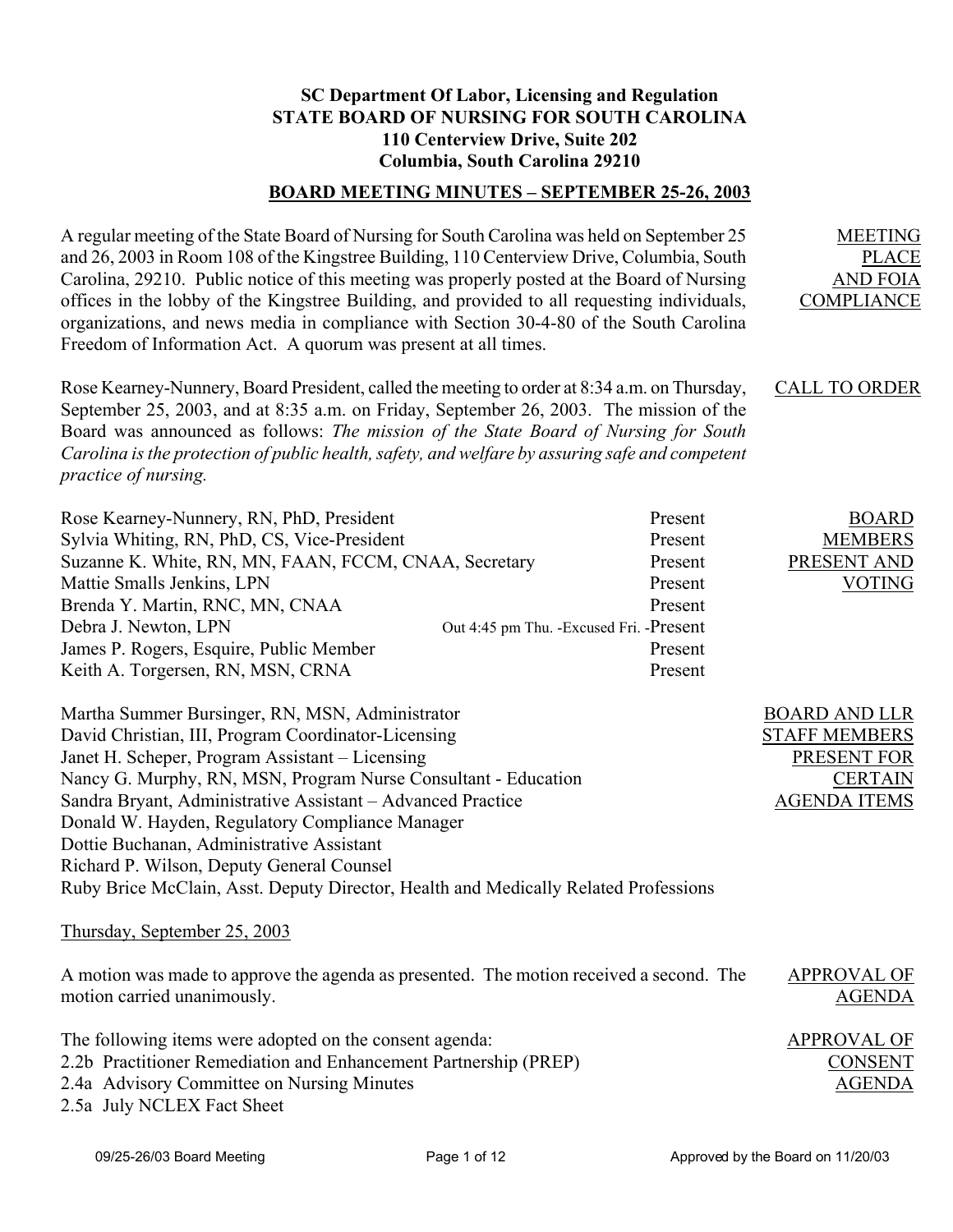**SC Department Of Labor, Licensing and Regulation**
**STATE BOARD OF NURSING FOR SOUTH CAROLINA**
**110 Centerview Drive, Suite 202**
**Columbia, South Carolina 29210**

## BOARD MEETING MINUTES – SEPTEMBER 25-26, 2003

**MEETING PLACE AND FOIA COMPLIANCE**

A regular meeting of the State Board of Nursing for South Carolina was held on September 25 and 26, 2003 in Room 108 of the Kingstree Building, 110 Centerview Drive, Columbia, South Carolina, 29210. Public notice of this meeting was properly posted at the Board of Nursing offices in the lobby of the Kingstree Building, and provided to all requesting individuals, organizations, and news media in compliance with Section 30-4-80 of the South Carolina Freedom of Information Act. A quorum was present at all times.

**CALL TO ORDER**

Rose Kearney-Nunnery, Board President, called the meeting to order at 8:34 a.m. on Thursday, September 25, 2003, and at 8:35 a.m. on Friday, September 26, 2003. The mission of the Board was announced as follows: *The mission of the State Board of Nursing for South Carolina is the protection of public health, safety, and welfare by assuring safe and competent practice of nursing.*

**BOARD MEMBERS PRESENT AND VOTING**

| | |
|---|---|
| Rose Kearney-Nunnery, RN, PhD, President | Present |
| Sylvia Whiting, RN, PhD, CS, Vice-President | Present |
| Suzanne K. White, RN, MN, FAAN, FCCM, CNAA, Secretary | Present |
| Mattie Smalls Jenkins, LPN | Present |
| Brenda Y. Martin, RNC, MN, CNAA | Present |
| Debra J. Newton, LPN | Out 4:45 pm Thu. -Excused Fri. -Present |
| James P. Rogers, Esquire, Public Member | Present |
| Keith A. Torgersen, RN, MSN, CRNA | Present |

**BOARD AND LLR STAFF MEMBERS PRESENT FOR CERTAIN AGENDA ITEMS**

Martha Summer Bursinger, RN, MSN, Administrator
David Christian, III, Program Coordinator-Licensing
Janet H. Scheper, Program Assistant – Licensing
Nancy G. Murphy, RN, MSN, Program Nurse Consultant - Education
Sandra Bryant, Administrative Assistant – Advanced Practice
Donald W. Hayden, Regulatory Compliance Manager
Dottie Buchanan, Administrative Assistant
Richard P. Wilson, Deputy General Counsel
Ruby Brice McClain, Asst. Deputy Director, Health and Medically Related Professions

Thursday, September 25, 2003

**APPROVAL OF AGENDA**

A motion was made to approve the agenda as presented. The motion received a second. The motion carried unanimously.

**APPROVAL OF CONSENT AGENDA**

The following items were adopted on the consent agenda:
2.2b Practitioner Remediation and Enhancement Partnership (PREP)
2.4a Advisory Committee on Nursing Minutes
2.5a July NCLEX Fact Sheet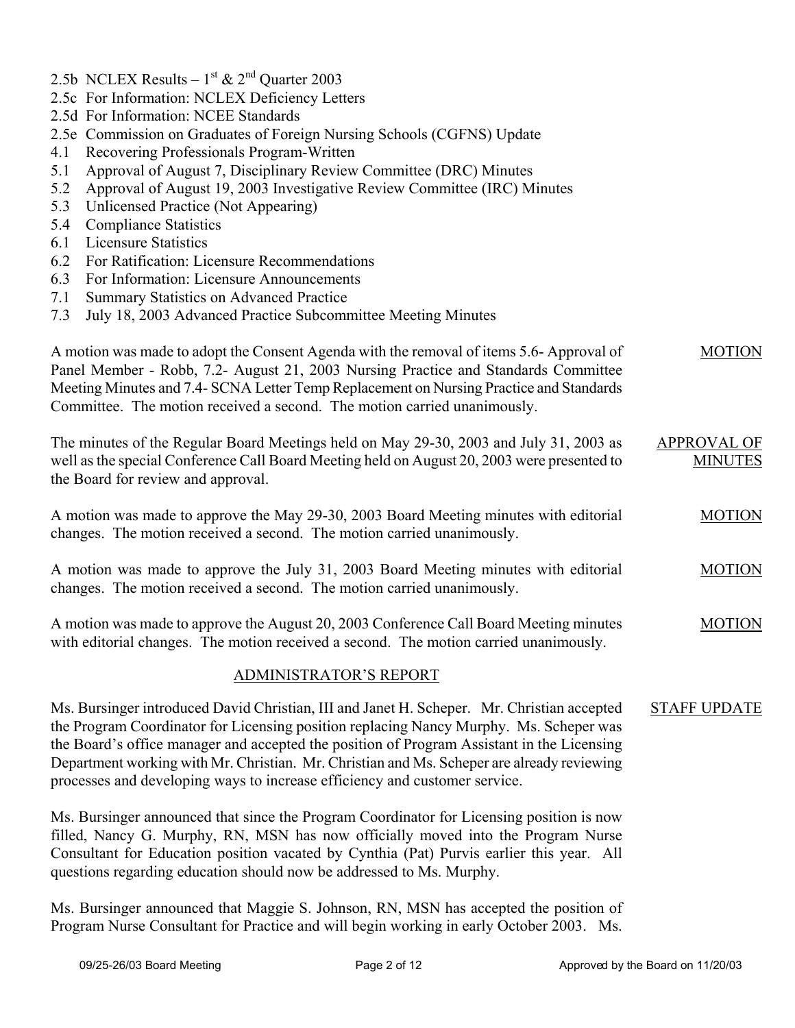- 2.5b NCLEX Results – 1st & 2nd Quarter 2003
- 2.5c For Information: NCLEX Deficiency Letters
- 2.5d For Information: NCEE Standards
- 2.5e Commission on Graduates of Foreign Nursing Schools (CGFNS) Update
- 4.1 Recovering Professionals Program-Written
- 5.1 Approval of August 7, Disciplinary Review Committee (DRC) Minutes
- 5.2 Approval of August 19, 2003 Investigative Review Committee (IRC) Minutes
- 5.3 Unlicensed Practice (Not Appearing)
- 5.4 Compliance Statistics
- 6.1 Licensure Statistics
- 6.2 For Ratification: Licensure Recommendations
- 6.3 For Information: Licensure Announcements
- 7.1 Summary Statistics on Advanced Practice
- 7.3 July 18, 2003 Advanced Practice Subcommittee Meeting Minutes

A motion was made to adopt the Consent Agenda with the removal of items 5.6- Approval of Panel Member - Robb, 7.2- August 21, 2003 Nursing Practice and Standards Committee Meeting Minutes and 7.4- SCNA Letter Temp Replacement on Nursing Practice and Standards Committee. The motion received a second. The motion carried unanimously. MOTION

**APPROVAL OF MINUTES**

The minutes of the Regular Board Meetings held on May 29-30, 2003 and July 31, 2003 as well as the special Conference Call Board Meeting held on August 20, 2003 were presented to the Board for review and approval.

A motion was made to approve the May 29-30, 2003 Board Meeting minutes with editorial changes. The motion received a second. The motion carried unanimously. MOTION

A motion was made to approve the July 31, 2003 Board Meeting minutes with editorial changes. The motion received a second. The motion carried unanimously. MOTION

A motion was made to approve the August 20, 2003 Conference Call Board Meeting minutes with editorial changes. The motion received a second. The motion carried unanimously. MOTION

## ADMINISTRATOR'S REPORT

**STAFF UPDATE**

Ms. Bursinger introduced David Christian, III and Janet H. Scheper. Mr. Christian accepted the Program Coordinator for Licensing position replacing Nancy Murphy. Ms. Scheper was the Board's office manager and accepted the position of Program Assistant in the Licensing Department working with Mr. Christian. Mr. Christian and Ms. Scheper are already reviewing processes and developing ways to increase efficiency and customer service.

Ms. Bursinger announced that since the Program Coordinator for Licensing position is now filled, Nancy G. Murphy, RN, MSN has now officially moved into the Program Nurse Consultant for Education position vacated by Cynthia (Pat) Purvis earlier this year. All questions regarding education should now be addressed to Ms. Murphy.

Ms. Bursinger announced that Maggie S. Johnson, RN, MSN has accepted the position of Program Nurse Consultant for Practice and will begin working in early October 2003. Ms.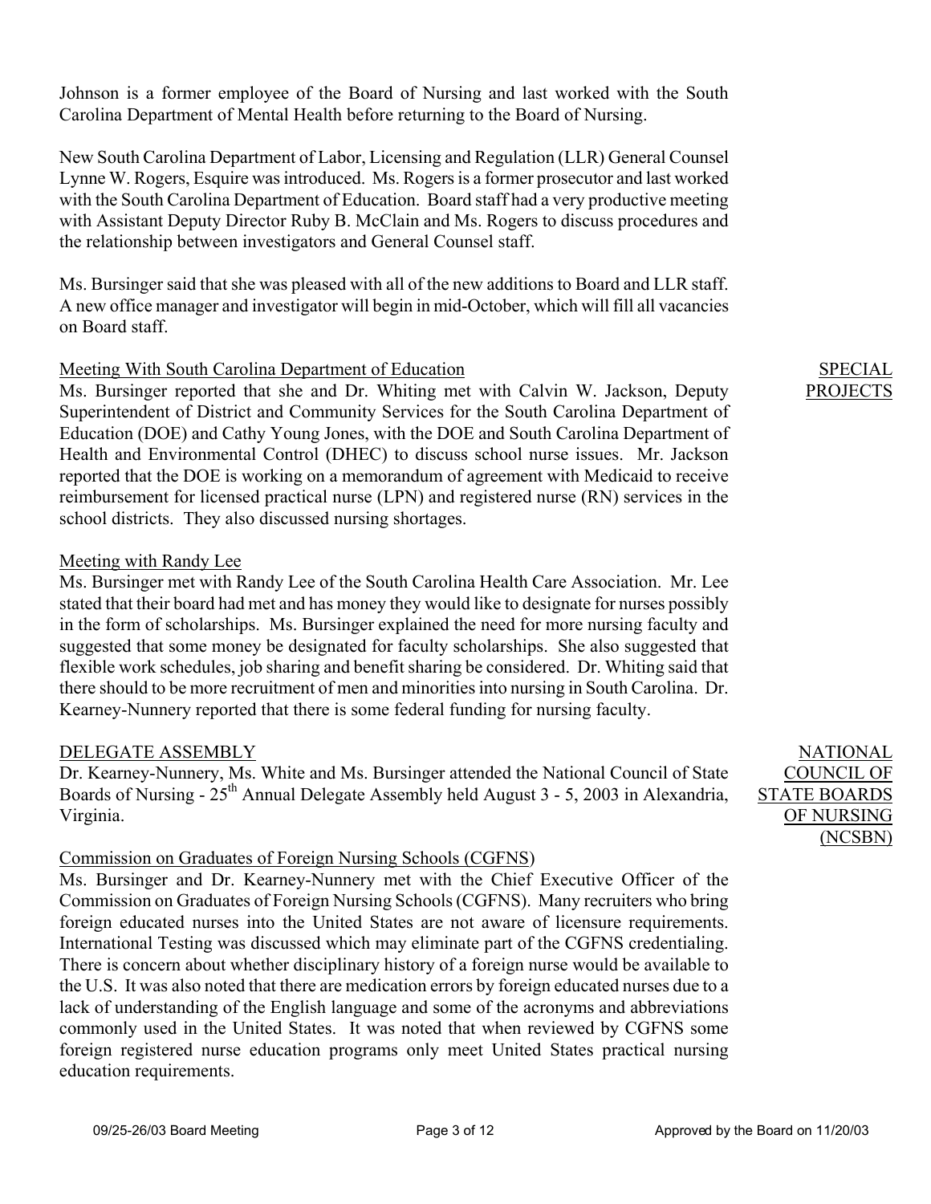Johnson is a former employee of the Board of Nursing and last worked with the South Carolina Department of Mental Health before returning to the Board of Nursing.

New South Carolina Department of Labor, Licensing and Regulation (LLR) General Counsel Lynne W. Rogers, Esquire was introduced. Ms. Rogers is a former prosecutor and last worked with the South Carolina Department of Education. Board staff had a very productive meeting with Assistant Deputy Director Ruby B. McClain and Ms. Rogers to discuss procedures and the relationship between investigators and General Counsel staff.

Ms. Bursinger said that she was pleased with all of the new additions to Board and LLR staff. A new office manager and investigator will begin in mid-October, which will fill all vacancies on Board staff.

SPECIAL PROJECTS

Meeting With South Carolina Department of Education

Ms. Bursinger reported that she and Dr. Whiting met with Calvin W. Jackson, Deputy Superintendent of District and Community Services for the South Carolina Department of Education (DOE) and Cathy Young Jones, with the DOE and South Carolina Department of Health and Environmental Control (DHEC) to discuss school nurse issues. Mr. Jackson reported that the DOE is working on a memorandum of agreement with Medicaid to receive reimbursement for licensed practical nurse (LPN) and registered nurse (RN) services in the school districts. They also discussed nursing shortages.

Meeting with Randy Lee

Ms. Bursinger met with Randy Lee of the South Carolina Health Care Association. Mr. Lee stated that their board had met and has money they would like to designate for nurses possibly in the form of scholarships. Ms. Bursinger explained the need for more nursing faculty and suggested that some money be designated for faculty scholarships. She also suggested that flexible work schedules, job sharing and benefit sharing be considered. Dr. Whiting said that there should to be more recruitment of men and minorities into nursing in South Carolina. Dr. Kearney-Nunnery reported that there is some federal funding for nursing faculty.

NATIONAL COUNCIL OF STATE BOARDS OF NURSING (NCSBN)

DELEGATE ASSEMBLY

Dr. Kearney-Nunnery, Ms. White and Ms. Bursinger attended the National Council of State Boards of Nursing - 25th Annual Delegate Assembly held August 3 - 5, 2003 in Alexandria, Virginia.

Commission on Graduates of Foreign Nursing Schools (CGFNS)

Ms. Bursinger and Dr. Kearney-Nunnery met with the Chief Executive Officer of the Commission on Graduates of Foreign Nursing Schools (CGFNS). Many recruiters who bring foreign educated nurses into the United States are not aware of licensure requirements. International Testing was discussed which may eliminate part of the CGFNS credentialing. There is concern about whether disciplinary history of a foreign nurse would be available to the U.S. It was also noted that there are medication errors by foreign educated nurses due to a lack of understanding of the English language and some of the acronyms and abbreviations commonly used in the United States. It was noted that when reviewed by CGFNS some foreign registered nurse education programs only meet United States practical nursing education requirements.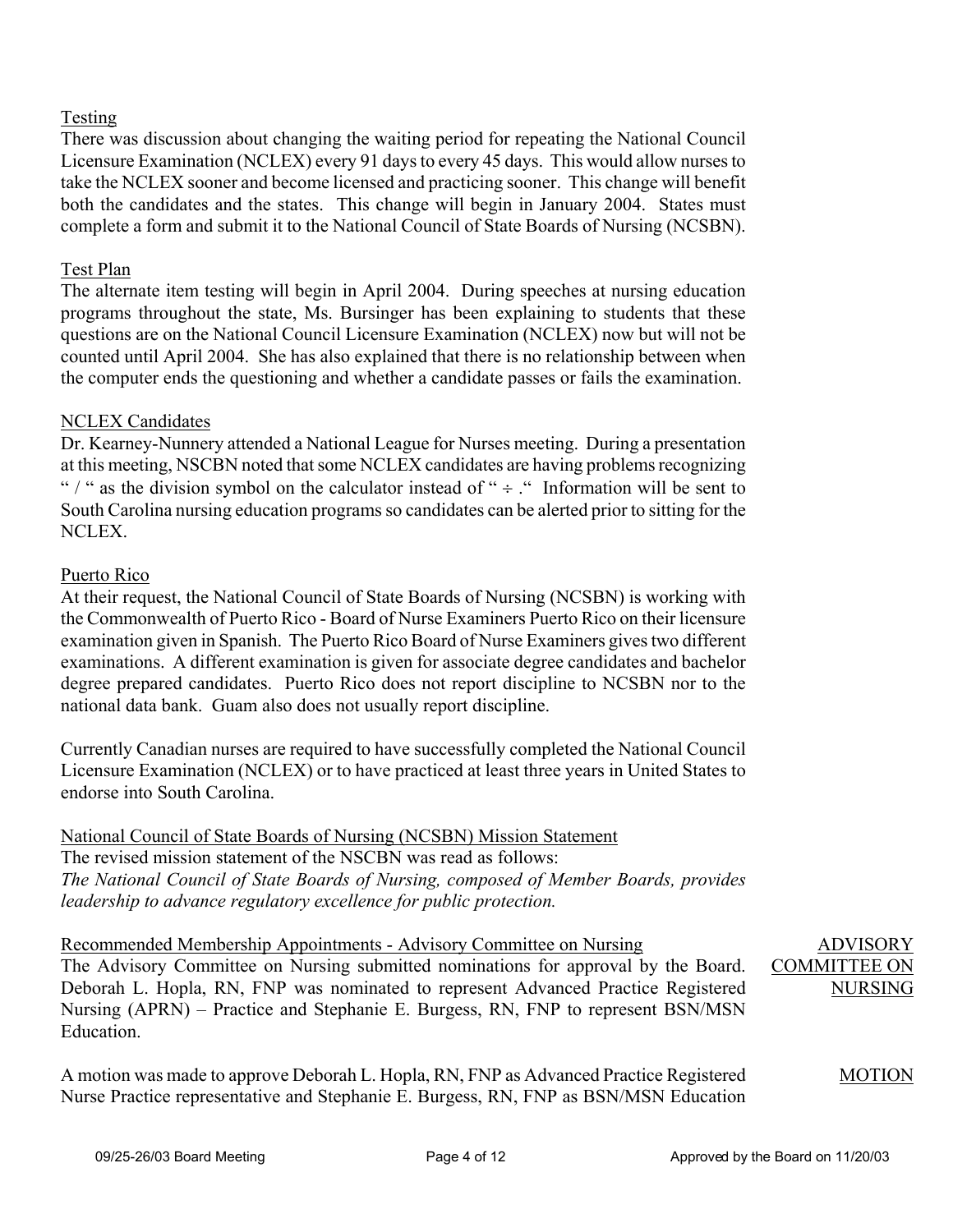Testing

There was discussion about changing the waiting period for repeating the National Council Licensure Examination (NCLEX) every 91 days to every 45 days. This would allow nurses to take the NCLEX sooner and become licensed and practicing sooner. This change will benefit both the candidates and the states. This change will begin in January 2004. States must complete a form and submit it to the National Council of State Boards of Nursing (NCSBN).

Test Plan

The alternate item testing will begin in April 2004. During speeches at nursing education programs throughout the state, Ms. Bursinger has been explaining to students that these questions are on the National Council Licensure Examination (NCLEX) now but will not be counted until April 2004. She has also explained that there is no relationship between when the computer ends the questioning and whether a candidate passes or fails the examination.

NCLEX Candidates

Dr. Kearney-Nunnery attended a National League for Nurses meeting. During a presentation at this meeting, NSCBN noted that some NCLEX candidates are having problems recognizing " / " as the division symbol on the calculator instead of " ÷ ." Information will be sent to South Carolina nursing education programs so candidates can be alerted prior to sitting for the NCLEX.

Puerto Rico

At their request, the National Council of State Boards of Nursing (NCSBN) is working with the Commonwealth of Puerto Rico - Board of Nurse Examiners Puerto Rico on their licensure examination given in Spanish. The Puerto Rico Board of Nurse Examiners gives two different examinations. A different examination is given for associate degree candidates and bachelor degree prepared candidates. Puerto Rico does not report discipline to NCSBN nor to the national data bank. Guam also does not usually report discipline.

Currently Canadian nurses are required to have successfully completed the National Council Licensure Examination (NCLEX) or to have practiced at least three years in United States to endorse into South Carolina.

National Council of State Boards of Nursing (NCSBN) Mission Statement

The revised mission statement of the NSCBN was read as follows:

*The National Council of State Boards of Nursing, composed of Member Boards, provides leadership to advance regulatory excellence for public protection.*

Recommended Membership Appointments - Advisory Committee on Nursing — ADVISORY COMMITTEE ON NURSING

The Advisory Committee on Nursing submitted nominations for approval by the Board. Deborah L. Hopla, RN, FNP was nominated to represent Advanced Practice Registered Nursing (APRN) – Practice and Stephanie E. Burgess, RN, FNP to represent BSN/MSN Education.

MOTION

A motion was made to approve Deborah L. Hopla, RN, FNP as Advanced Practice Registered Nurse Practice representative and Stephanie E. Burgess, RN, FNP as BSN/MSN Education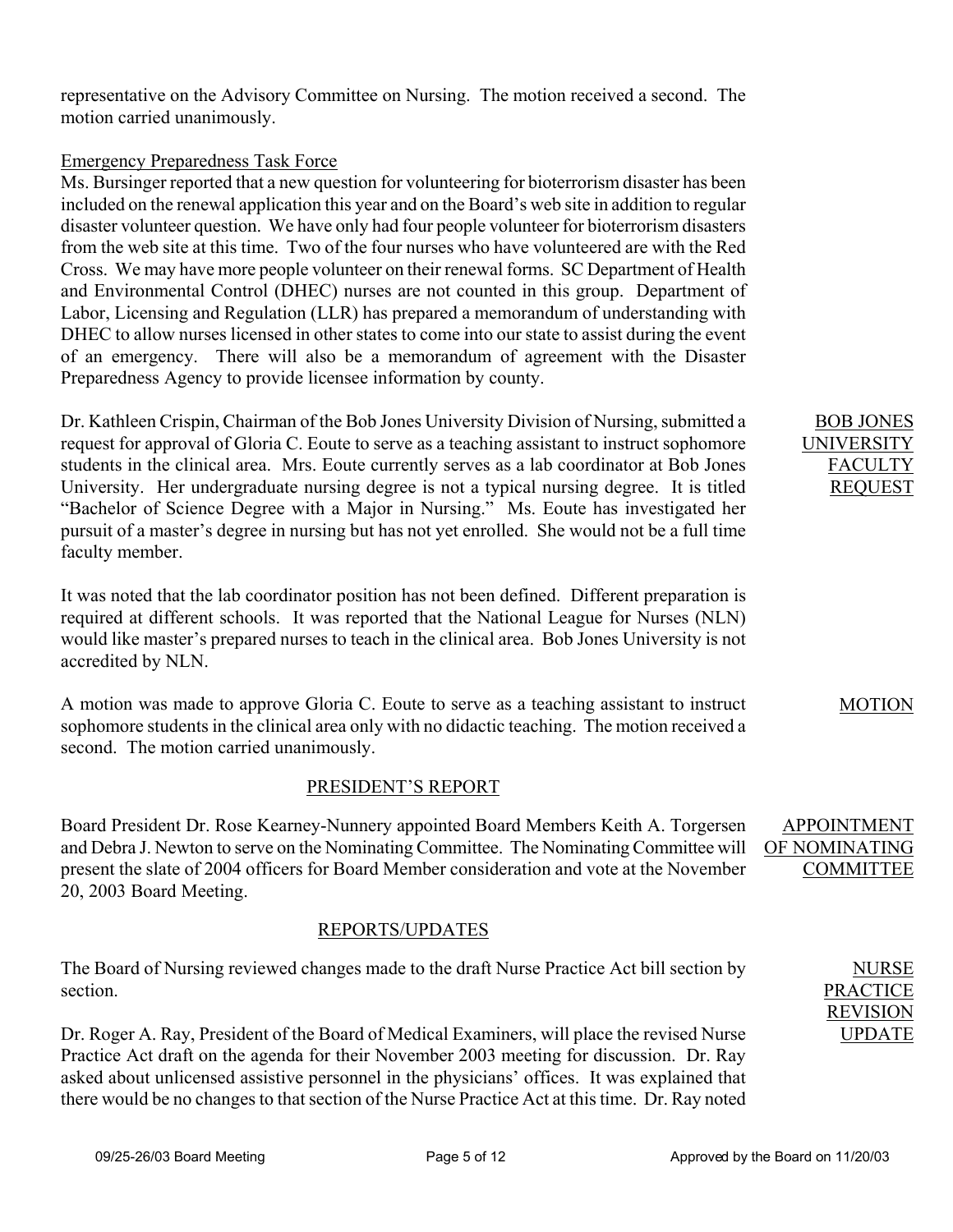representative on the Advisory Committee on Nursing. The motion received a second. The motion carried unanimously.

Emergency Preparedness Task Force

Ms. Bursinger reported that a new question for volunteering for bioterrorism disaster has been included on the renewal application this year and on the Board's web site in addition to regular disaster volunteer question. We have only had four people volunteer for bioterrorism disasters from the web site at this time. Two of the four nurses who have volunteered are with the Red Cross. We may have more people volunteer on their renewal forms. SC Department of Health and Environmental Control (DHEC) nurses are not counted in this group. Department of Labor, Licensing and Regulation (LLR) has prepared a memorandum of understanding with DHEC to allow nurses licensed in other states to come into our state to assist during the event of an emergency. There will also be a memorandum of agreement with the Disaster Preparedness Agency to provide licensee information by county.

**BOB JONES UNIVERSITY FACULTY REQUEST**

Dr. Kathleen Crispin, Chairman of the Bob Jones University Division of Nursing, submitted a request for approval of Gloria C. Eoute to serve as a teaching assistant to instruct sophomore students in the clinical area. Mrs. Eoute currently serves as a lab coordinator at Bob Jones University. Her undergraduate nursing degree is not a typical nursing degree. It is titled "Bachelor of Science Degree with a Major in Nursing." Ms. Eoute has investigated her pursuit of a master's degree in nursing but has not yet enrolled. She would not be a full time faculty member.

It was noted that the lab coordinator position has not been defined. Different preparation is required at different schools. It was reported that the National League for Nurses (NLN) would like master's prepared nurses to teach in the clinical area. Bob Jones University is not accredited by NLN.

**MOTION**

A motion was made to approve Gloria C. Eoute to serve as a teaching assistant to instruct sophomore students in the clinical area only with no didactic teaching. The motion received a second. The motion carried unanimously.

## PRESIDENT'S REPORT

**APPOINTMENT OF NOMINATING COMMITTEE**

Board President Dr. Rose Kearney-Nunnery appointed Board Members Keith A. Torgersen and Debra J. Newton to serve on the Nominating Committee. The Nominating Committee will present the slate of 2004 officers for Board Member consideration and vote at the November 20, 2003 Board Meeting.

## REPORTS/UPDATES

**NURSE PRACTICE REVISION UPDATE**

The Board of Nursing reviewed changes made to the draft Nurse Practice Act bill section by section.

Dr. Roger A. Ray, President of the Board of Medical Examiners, will place the revised Nurse Practice Act draft on the agenda for their November 2003 meeting for discussion. Dr. Ray asked about unlicensed assistive personnel in the physicians' offices. It was explained that there would be no changes to that section of the Nurse Practice Act at this time. Dr. Ray noted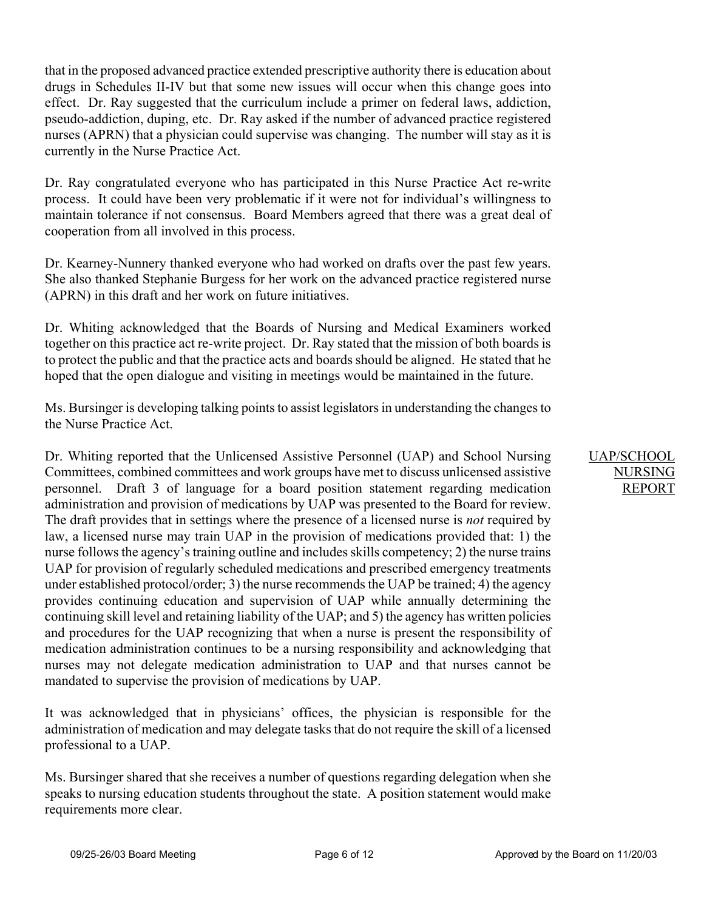that in the proposed advanced practice extended prescriptive authority there is education about drugs in Schedules II-IV but that some new issues will occur when this change goes into effect. Dr. Ray suggested that the curriculum include a primer on federal laws, addiction, pseudo-addiction, duping, etc. Dr. Ray asked if the number of advanced practice registered nurses (APRN) that a physician could supervise was changing. The number will stay as it is currently in the Nurse Practice Act.

Dr. Ray congratulated everyone who has participated in this Nurse Practice Act re-write process. It could have been very problematic if it were not for individual's willingness to maintain tolerance if not consensus. Board Members agreed that there was a great deal of cooperation from all involved in this process.

Dr. Kearney-Nunnery thanked everyone who had worked on drafts over the past few years. She also thanked Stephanie Burgess for her work on the advanced practice registered nurse (APRN) in this draft and her work on future initiatives.

Dr. Whiting acknowledged that the Boards of Nursing and Medical Examiners worked together on this practice act re-write project. Dr. Ray stated that the mission of both boards is to protect the public and that the practice acts and boards should be aligned. He stated that he hoped that the open dialogue and visiting in meetings would be maintained in the future.

Ms. Bursinger is developing talking points to assist legislators in understanding the changes to the Nurse Practice Act.

UAP/SCHOOL NURSING REPORT

Dr. Whiting reported that the Unlicensed Assistive Personnel (UAP) and School Nursing Committees, combined committees and work groups have met to discuss unlicensed assistive personnel. Draft 3 of language for a board position statement regarding medication administration and provision of medications by UAP was presented to the Board for review. The draft provides that in settings where the presence of a licensed nurse is *not* required by law, a licensed nurse may train UAP in the provision of medications provided that: 1) the nurse follows the agency's training outline and includes skills competency; 2) the nurse trains UAP for provision of regularly scheduled medications and prescribed emergency treatments under established protocol/order; 3) the nurse recommends the UAP be trained; 4) the agency provides continuing education and supervision of UAP while annually determining the continuing skill level and retaining liability of the UAP; and 5) the agency has written policies and procedures for the UAP recognizing that when a nurse is present the responsibility of medication administration continues to be a nursing responsibility and acknowledging that nurses may not delegate medication administration to UAP and that nurses cannot be mandated to supervise the provision of medications by UAP.

It was acknowledged that in physicians' offices, the physician is responsible for the administration of medication and may delegate tasks that do not require the skill of a licensed professional to a UAP.

Ms. Bursinger shared that she receives a number of questions regarding delegation when she speaks to nursing education students throughout the state. A position statement would make requirements more clear.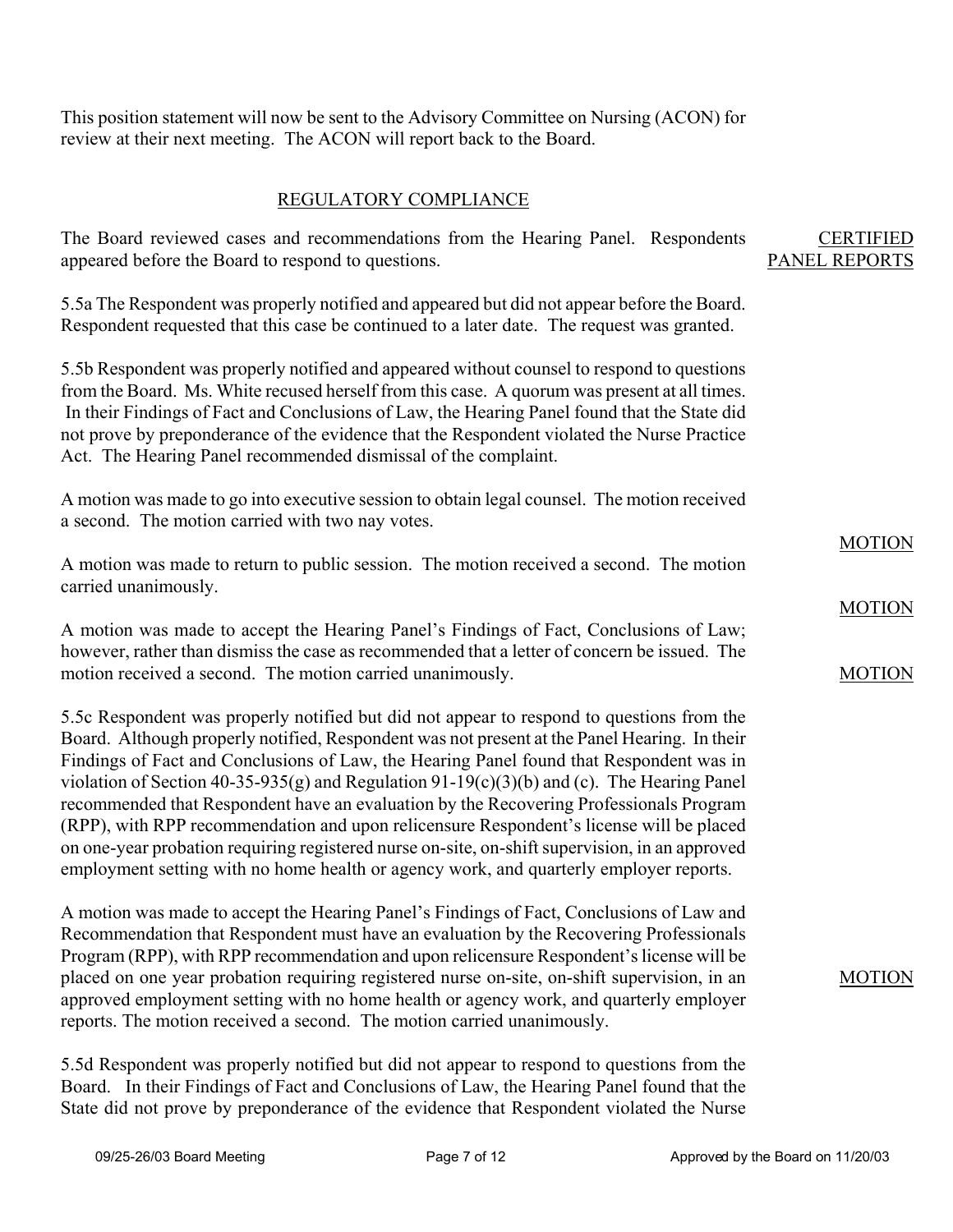This position statement will now be sent to the Advisory Committee on Nursing (ACON) for review at their next meeting. The ACON will report back to the Board.

## REGULATORY COMPLIANCE

**CERTIFIED PANEL REPORTS**

The Board reviewed cases and recommendations from the Hearing Panel. Respondents appeared before the Board to respond to questions.

5.5a The Respondent was properly notified and appeared but did not appear before the Board. Respondent requested that this case be continued to a later date. The request was granted.

5.5b Respondent was properly notified and appeared without counsel to respond to questions from the Board. Ms. White recused herself from this case. A quorum was present at all times. In their Findings of Fact and Conclusions of Law, the Hearing Panel found that the State did not prove by preponderance of the evidence that the Respondent violated the Nurse Practice Act. The Hearing Panel recommended dismissal of the complaint.

**MOTION**

A motion was made to go into executive session to obtain legal counsel. The motion received a second. The motion carried with two nay votes.

**MOTION**

A motion was made to return to public session. The motion received a second. The motion carried unanimously.

**MOTION**

A motion was made to accept the Hearing Panel's Findings of Fact, Conclusions of Law; however, rather than dismiss the case as recommended that a letter of concern be issued. The motion received a second. The motion carried unanimously.

5.5c Respondent was properly notified but did not appear to respond to questions from the Board. Although properly notified, Respondent was not present at the Panel Hearing. In their Findings of Fact and Conclusions of Law, the Hearing Panel found that Respondent was in violation of Section 40-35-935(g) and Regulation 91-19(c)(3)(b) and (c). The Hearing Panel recommended that Respondent have an evaluation by the Recovering Professionals Program (RPP), with RPP recommendation and upon relicensure Respondent's license will be placed on one-year probation requiring registered nurse on-site, on-shift supervision, in an approved employment setting with no home health or agency work, and quarterly employer reports.

**MOTION**

A motion was made to accept the Hearing Panel's Findings of Fact, Conclusions of Law and Recommendation that Respondent must have an evaluation by the Recovering Professionals Program (RPP), with RPP recommendation and upon relicensure Respondent's license will be placed on one year probation requiring registered nurse on-site, on-shift supervision, in an approved employment setting with no home health or agency work, and quarterly employer reports. The motion received a second. The motion carried unanimously.

5.5d Respondent was properly notified but did not appear to respond to questions from the Board. In their Findings of Fact and Conclusions of Law, the Hearing Panel found that the State did not prove by preponderance of the evidence that Respondent violated the Nurse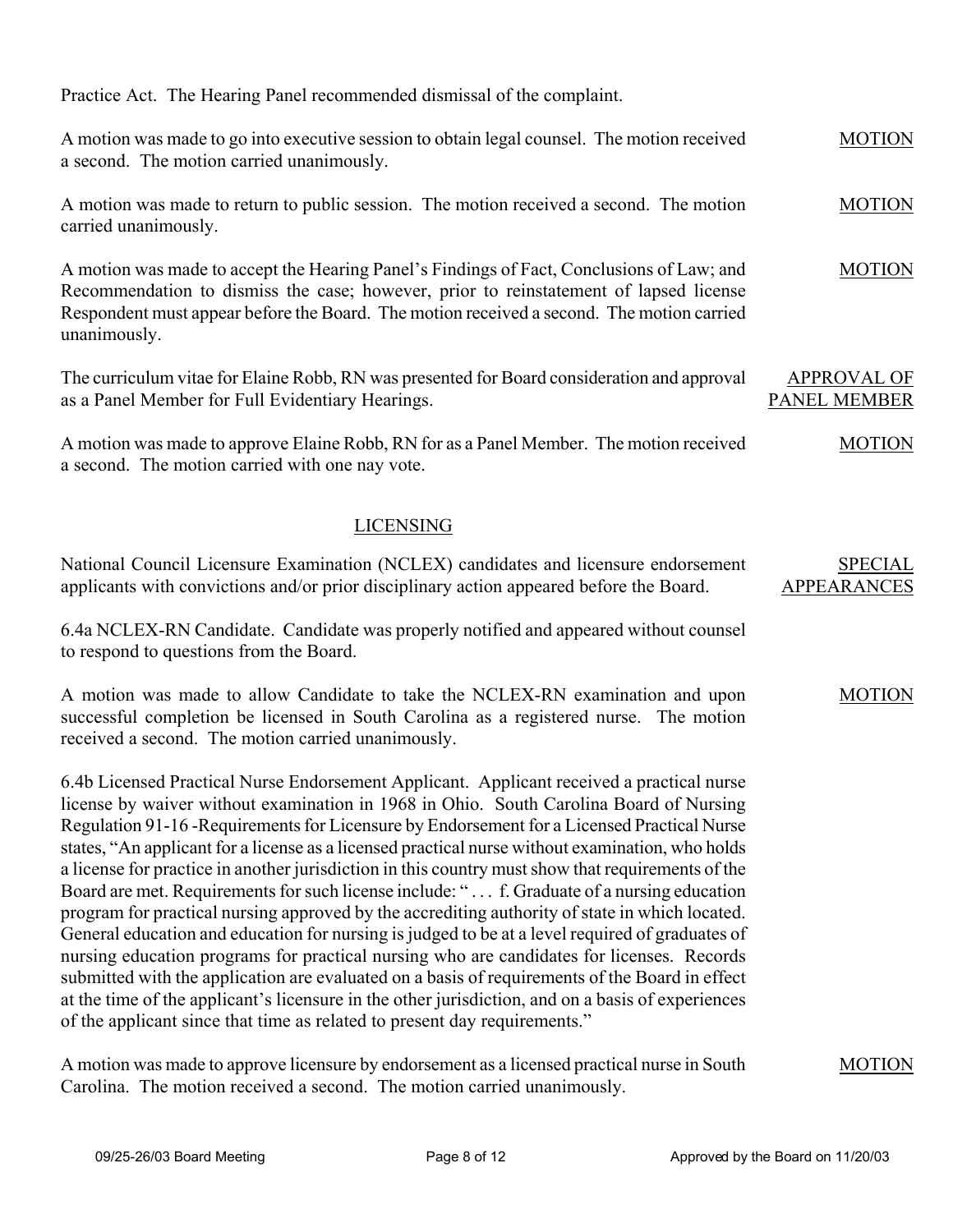Practice Act. The Hearing Panel recommended dismissal of the complaint.

A motion was made to go into executive session to obtain legal counsel. The motion received a second. The motion carried unanimously. MOTION

A motion was made to return to public session. The motion received a second. The motion carried unanimously. MOTION

A motion was made to accept the Hearing Panel's Findings of Fact, Conclusions of Law; and Recommendation to dismiss the case; however, prior to reinstatement of lapsed license Respondent must appear before the Board. The motion received a second. The motion carried unanimously. MOTION

APPROVAL OF PANEL MEMBER

The curriculum vitae for Elaine Robb, RN was presented for Board consideration and approval as a Panel Member for Full Evidentiary Hearings.

A motion was made to approve Elaine Robb, RN for as a Panel Member. The motion received a second. The motion carried with one nay vote. MOTION

## LICENSING

SPECIAL APPEARANCES

National Council Licensure Examination (NCLEX) candidates and licensure endorsement applicants with convictions and/or prior disciplinary action appeared before the Board.

6.4a NCLEX-RN Candidate. Candidate was properly notified and appeared without counsel to respond to questions from the Board.

A motion was made to allow Candidate to take the NCLEX-RN examination and upon successful completion be licensed in South Carolina as a registered nurse. The motion received a second. The motion carried unanimously. MOTION

6.4b Licensed Practical Nurse Endorsement Applicant. Applicant received a practical nurse license by waiver without examination in 1968 in Ohio. South Carolina Board of Nursing Regulation 91-16 -Requirements for Licensure by Endorsement for a Licensed Practical Nurse states, "An applicant for a license as a licensed practical nurse without examination, who holds a license for practice in another jurisdiction in this country must show that requirements of the Board are met. Requirements for such license include: " . . . f. Graduate of a nursing education program for practical nursing approved by the accrediting authority of state in which located. General education and education for nursing is judged to be at a level required of graduates of nursing education programs for practical nursing who are candidates for licenses. Records submitted with the application are evaluated on a basis of requirements of the Board in effect at the time of the applicant's licensure in the other jurisdiction, and on a basis of experiences of the applicant since that time as related to present day requirements."

A motion was made to approve licensure by endorsement as a licensed practical nurse in South Carolina. The motion received a second. The motion carried unanimously. MOTION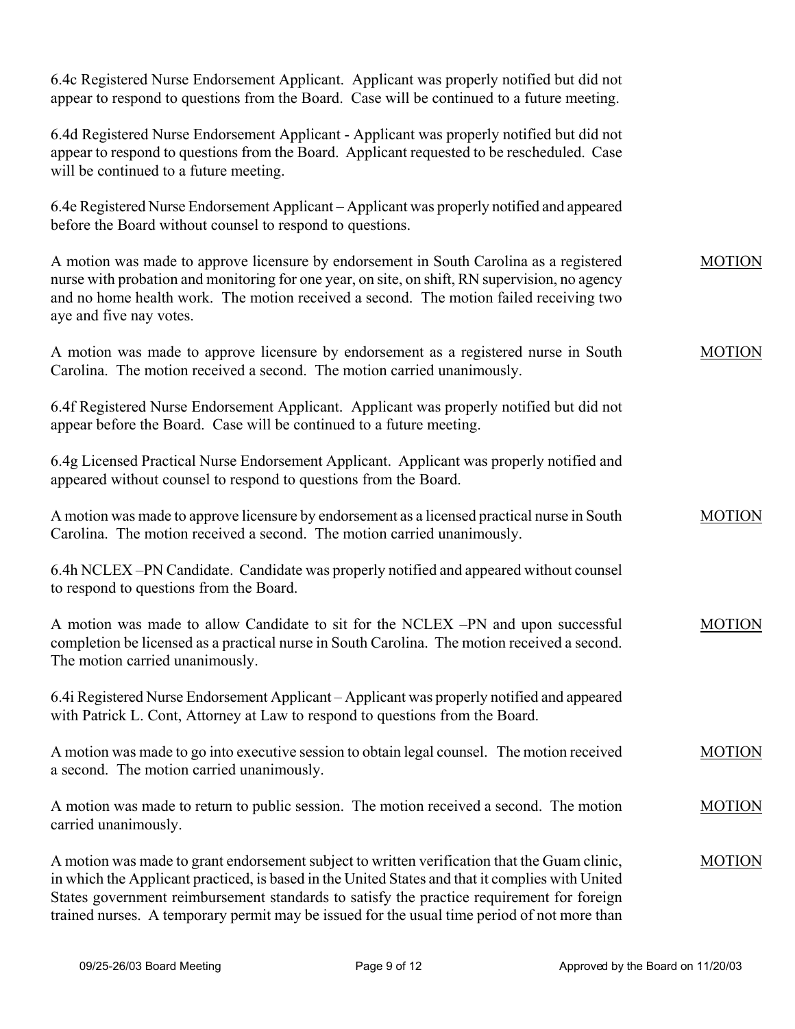6.4c Registered Nurse Endorsement Applicant. Applicant was properly notified but did not appear to respond to questions from the Board. Case will be continued to a future meeting.

6.4d Registered Nurse Endorsement Applicant - Applicant was properly notified but did not appear to respond to questions from the Board. Applicant requested to be rescheduled. Case will be continued to a future meeting.

6.4e Registered Nurse Endorsement Applicant – Applicant was properly notified and appeared before the Board without counsel to respond to questions.

A motion was made to approve licensure by endorsement in South Carolina as a registered nurse with probation and monitoring for one year, on site, on shift, RN supervision, no agency and no home health work. The motion received a second. The motion failed receiving two aye and five nay votes. **MOTION**

A motion was made to approve licensure by endorsement as a registered nurse in South Carolina. The motion received a second. The motion carried unanimously. **MOTION**

6.4f Registered Nurse Endorsement Applicant. Applicant was properly notified but did not appear before the Board. Case will be continued to a future meeting.

6.4g Licensed Practical Nurse Endorsement Applicant. Applicant was properly notified and appeared without counsel to respond to questions from the Board.

A motion was made to approve licensure by endorsement as a licensed practical nurse in South Carolina. The motion received a second. The motion carried unanimously. **MOTION**

6.4h NCLEX –PN Candidate. Candidate was properly notified and appeared without counsel to respond to questions from the Board.

A motion was made to allow Candidate to sit for the NCLEX –PN and upon successful completion be licensed as a practical nurse in South Carolina. The motion received a second. The motion carried unanimously. **MOTION**

6.4i Registered Nurse Endorsement Applicant – Applicant was properly notified and appeared with Patrick L. Cont, Attorney at Law to respond to questions from the Board.

A motion was made to go into executive session to obtain legal counsel. The motion received a second. The motion carried unanimously. **MOTION**

A motion was made to return to public session. The motion received a second. The motion carried unanimously. **MOTION**

A motion was made to grant endorsement subject to written verification that the Guam clinic, in which the Applicant practiced, is based in the United States and that it complies with United States government reimbursement standards to satisfy the practice requirement for foreign trained nurses. A temporary permit may be issued for the usual time period of not more than **MOTION**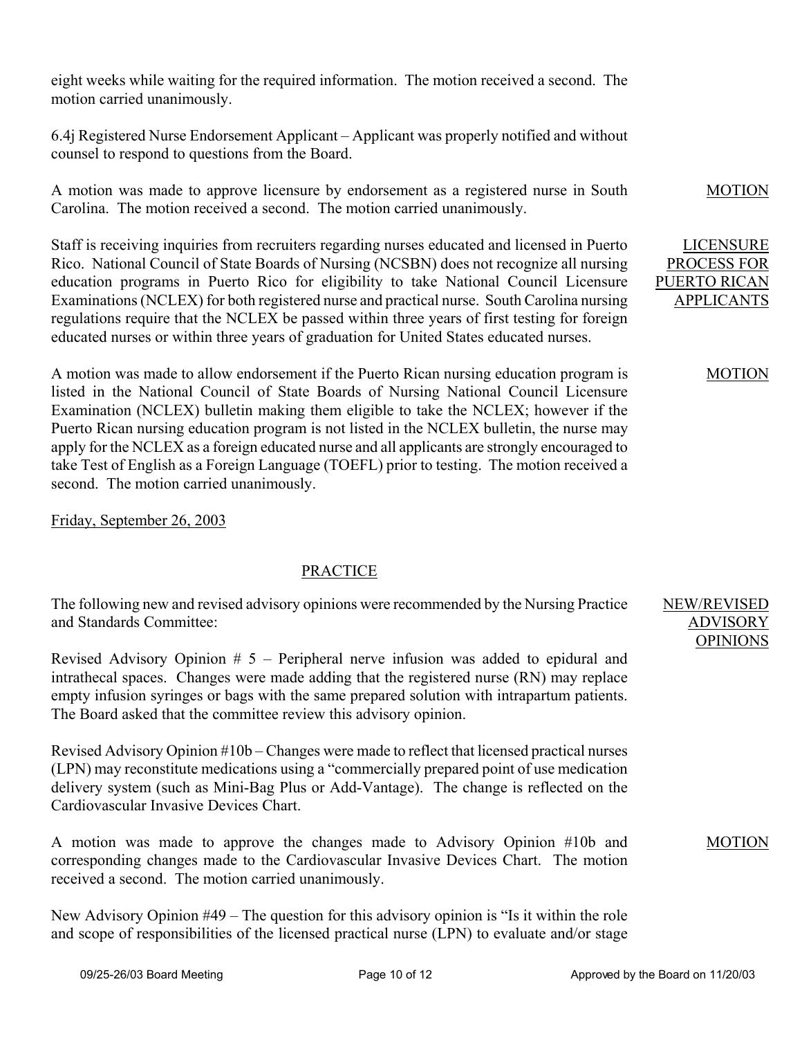eight weeks while waiting for the required information. The motion received a second. The motion carried unanimously.

6.4j Registered Nurse Endorsement Applicant – Applicant was properly notified and without counsel to respond to questions from the Board.

MOTION

A motion was made to approve licensure by endorsement as a registered nurse in South Carolina. The motion received a second. The motion carried unanimously.

LICENSURE PROCESS FOR PUERTO RICAN APPLICANTS

Staff is receiving inquiries from recruiters regarding nurses educated and licensed in Puerto Rico. National Council of State Boards of Nursing (NCSBN) does not recognize all nursing education programs in Puerto Rico for eligibility to take National Council Licensure Examinations (NCLEX) for both registered nurse and practical nurse. South Carolina nursing regulations require that the NCLEX be passed within three years of first testing for foreign educated nurses or within three years of graduation for United States educated nurses.

MOTION

A motion was made to allow endorsement if the Puerto Rican nursing education program is listed in the National Council of State Boards of Nursing National Council Licensure Examination (NCLEX) bulletin making them eligible to take the NCLEX; however if the Puerto Rican nursing education program is not listed in the NCLEX bulletin, the nurse may apply for the NCLEX as a foreign educated nurse and all applicants are strongly encouraged to take Test of English as a Foreign Language (TOEFL) prior to testing. The motion received a second. The motion carried unanimously.

Friday, September 26, 2003

## PRACTICE

NEW/REVISED ADVISORY OPINIONS

The following new and revised advisory opinions were recommended by the Nursing Practice and Standards Committee:

Revised Advisory Opinion # 5 – Peripheral nerve infusion was added to epidural and intrathecal spaces. Changes were made adding that the registered nurse (RN) may replace empty infusion syringes or bags with the same prepared solution with intrapartum patients. The Board asked that the committee review this advisory opinion.

Revised Advisory Opinion #10b – Changes were made to reflect that licensed practical nurses (LPN) may reconstitute medications using a "commercially prepared point of use medication delivery system (such as Mini-Bag Plus or Add-Vantage). The change is reflected on the Cardiovascular Invasive Devices Chart.

MOTION

A motion was made to approve the changes made to Advisory Opinion #10b and corresponding changes made to the Cardiovascular Invasive Devices Chart. The motion received a second. The motion carried unanimously.

New Advisory Opinion #49 – The question for this advisory opinion is "Is it within the role and scope of responsibilities of the licensed practical nurse (LPN) to evaluate and/or stage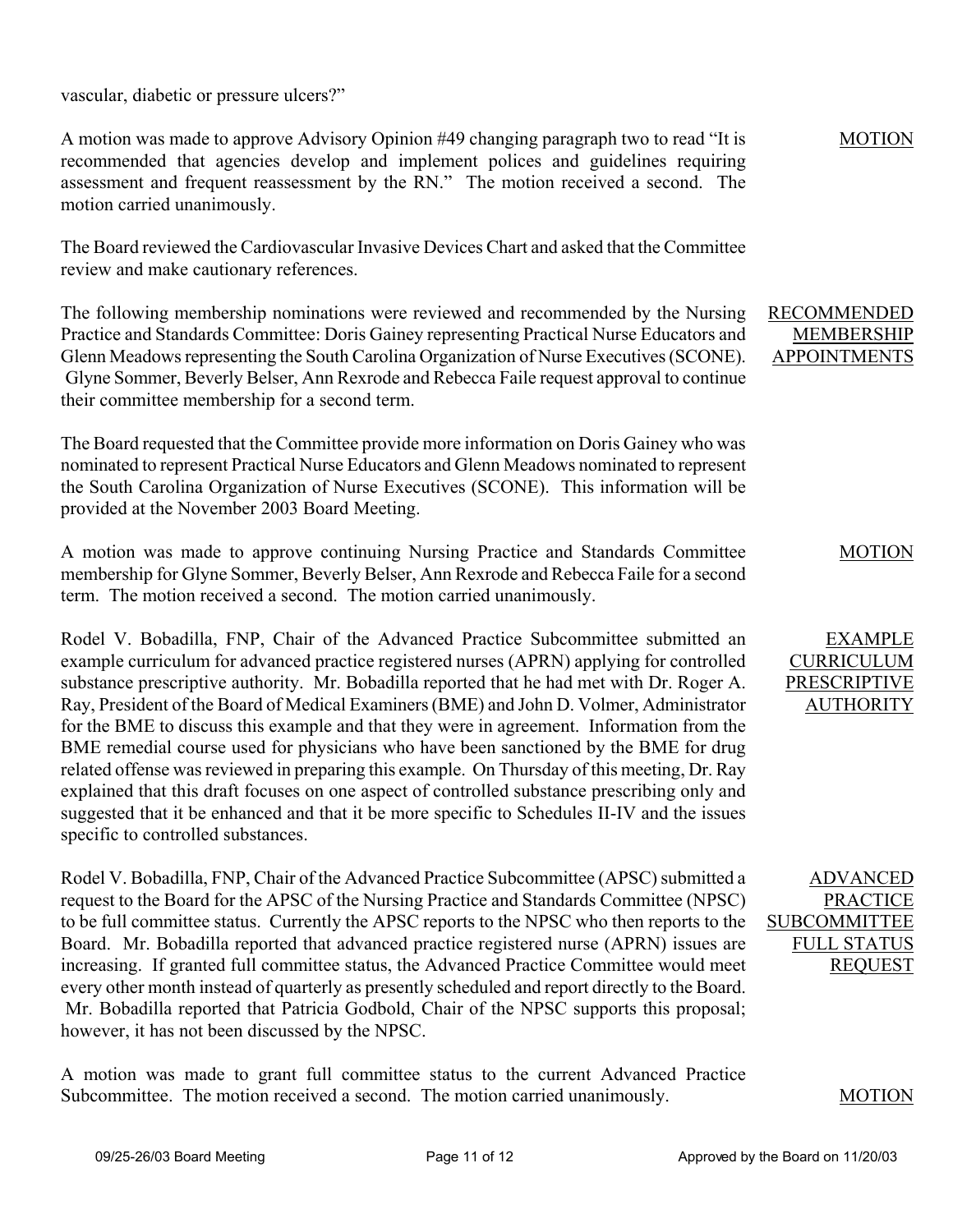vascular, diabetic or pressure ulcers?"

**MOTION**

A motion was made to approve Advisory Opinion #49 changing paragraph two to read "It is recommended that agencies develop and implement polices and guidelines requiring assessment and frequent reassessment by the RN." The motion received a second. The motion carried unanimously.

The Board reviewed the Cardiovascular Invasive Devices Chart and asked that the Committee review and make cautionary references.

**RECOMMENDED MEMBERSHIP APPOINTMENTS**

The following membership nominations were reviewed and recommended by the Nursing Practice and Standards Committee: Doris Gainey representing Practical Nurse Educators and Glenn Meadows representing the South Carolina Organization of Nurse Executives (SCONE). Glyne Sommer, Beverly Belser, Ann Rexrode and Rebecca Faile request approval to continue their committee membership for a second term.

The Board requested that the Committee provide more information on Doris Gainey who was nominated to represent Practical Nurse Educators and Glenn Meadows nominated to represent the South Carolina Organization of Nurse Executives (SCONE). This information will be provided at the November 2003 Board Meeting.

**MOTION**

A motion was made to approve continuing Nursing Practice and Standards Committee membership for Glyne Sommer, Beverly Belser, Ann Rexrode and Rebecca Faile for a second term. The motion received a second. The motion carried unanimously.

**EXAMPLE CURRICULUM PRESCRIPTIVE AUTHORITY**

Rodel V. Bobadilla, FNP, Chair of the Advanced Practice Subcommittee submitted an example curriculum for advanced practice registered nurses (APRN) applying for controlled substance prescriptive authority. Mr. Bobadilla reported that he had met with Dr. Roger A. Ray, President of the Board of Medical Examiners (BME) and John D. Volmer, Administrator for the BME to discuss this example and that they were in agreement. Information from the BME remedial course used for physicians who have been sanctioned by the BME for drug related offense was reviewed in preparing this example. On Thursday of this meeting, Dr. Ray explained that this draft focuses on one aspect of controlled substance prescribing only and suggested that it be enhanced and that it be more specific to Schedules II-IV and the issues specific to controlled substances.

**ADVANCED PRACTICE SUBCOMMITTEE FULL STATUS REQUEST**

Rodel V. Bobadilla, FNP, Chair of the Advanced Practice Subcommittee (APSC) submitted a request to the Board for the APSC of the Nursing Practice and Standards Committee (NPSC) to be full committee status. Currently the APSC reports to the NPSC who then reports to the Board. Mr. Bobadilla reported that advanced practice registered nurse (APRN) issues are increasing. If granted full committee status, the Advanced Practice Committee would meet every other month instead of quarterly as presently scheduled and report directly to the Board. Mr. Bobadilla reported that Patricia Godbold, Chair of the NPSC supports this proposal; however, it has not been discussed by the NPSC.

**MOTION**

A motion was made to grant full committee status to the current Advanced Practice Subcommittee. The motion received a second. The motion carried unanimously.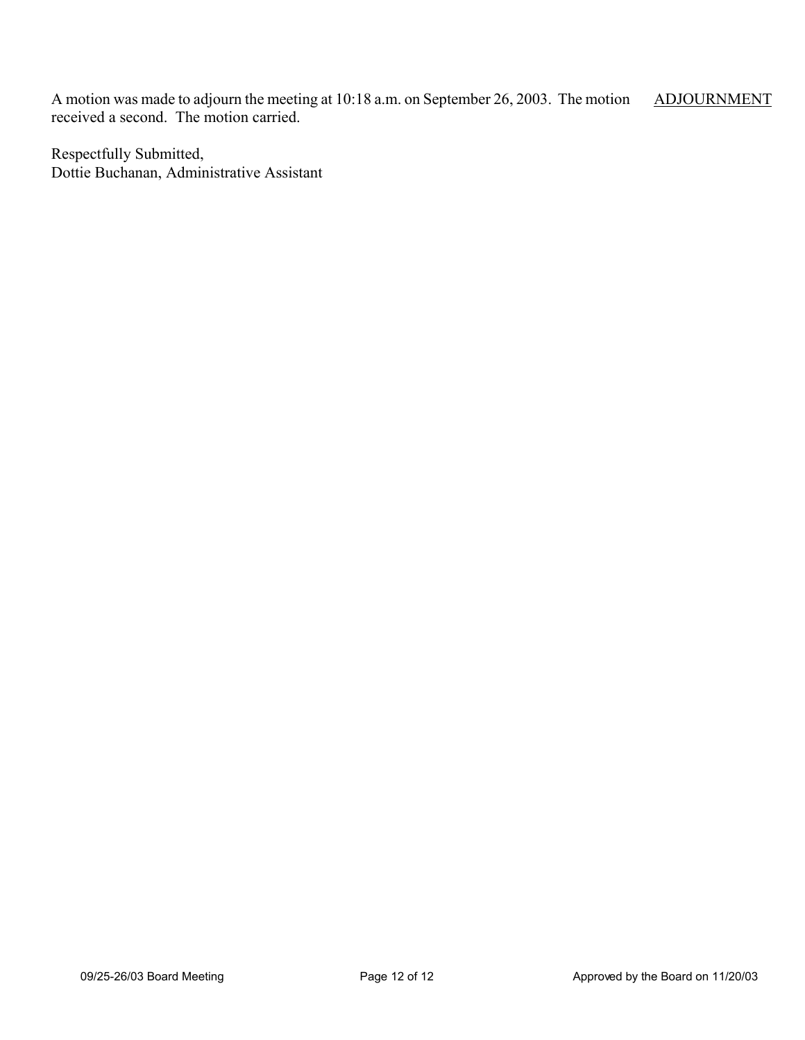A motion was made to adjourn the meeting at 10:18 a.m. on September 26, 2003. The motion received a second. The motion carried.

ADJOURNMENT

Respectfully Submitted,
Dottie Buchanan, Administrative Assistant